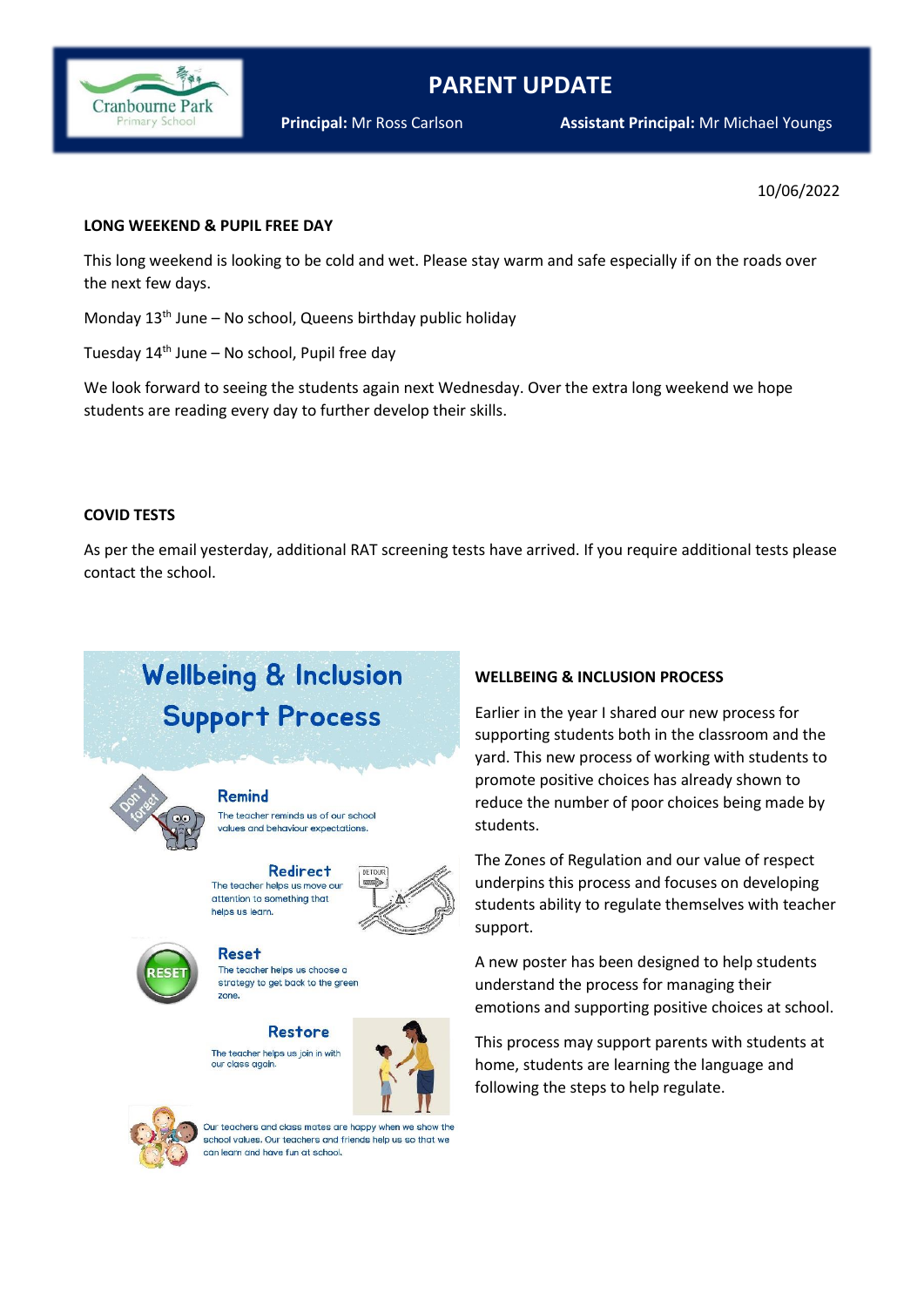# PARENT UPDATE

Cranbourne Park Primary School

**Principal:** Mr Ross Carlson **Assistant Principal:** Mr Michael Youngs

10/06/2022

## LONG WEEKEND & PUPIL FREE DAY

This long weekend is looking to be cold and wet. Please stay warm and safe especially if on the roads over the next few days.

Monday 13th June – No school, Queens birthday public holiday

Tuesday 14th June – No school, Pupil free day

We look forward to seeing the students again next Wednesday. Over the extra long weekend we hope students are reading every day to further develop their skills.

## COVID TESTS

As per the email yesterday, additional RAT screening tests have arrived. If you require additional tests please contact the school.

## Wellbeing & Inclusion Support Process

**Remind**
The teacher reminds us of our school values and behaviour expectations.

**Redirect**
The teacher helps us move our attention to something that helps us learn.

**Reset**
The teacher helps us choose a strategy to get back to the green zone.

**Restore**
The teacher helps us join in with our class again.

Our teachers and class mates are happy when we show the school values. Our teachers and friends help us so that we can learn and have fun at school.

## WELLBEING & INCLUSION PROCESS

Earlier in the year I shared our new process for supporting students both in the classroom and the yard. This new process of working with students to promote positive choices has already shown to reduce the number of poor choices being made by students.

The Zones of Regulation and our value of respect underpins this process and focuses on developing students ability to regulate themselves with teacher support.

A new poster has been designed to help students understand the process for managing their emotions and supporting positive choices at school.

This process may support parents with students at home, students are learning the language and following the steps to help regulate.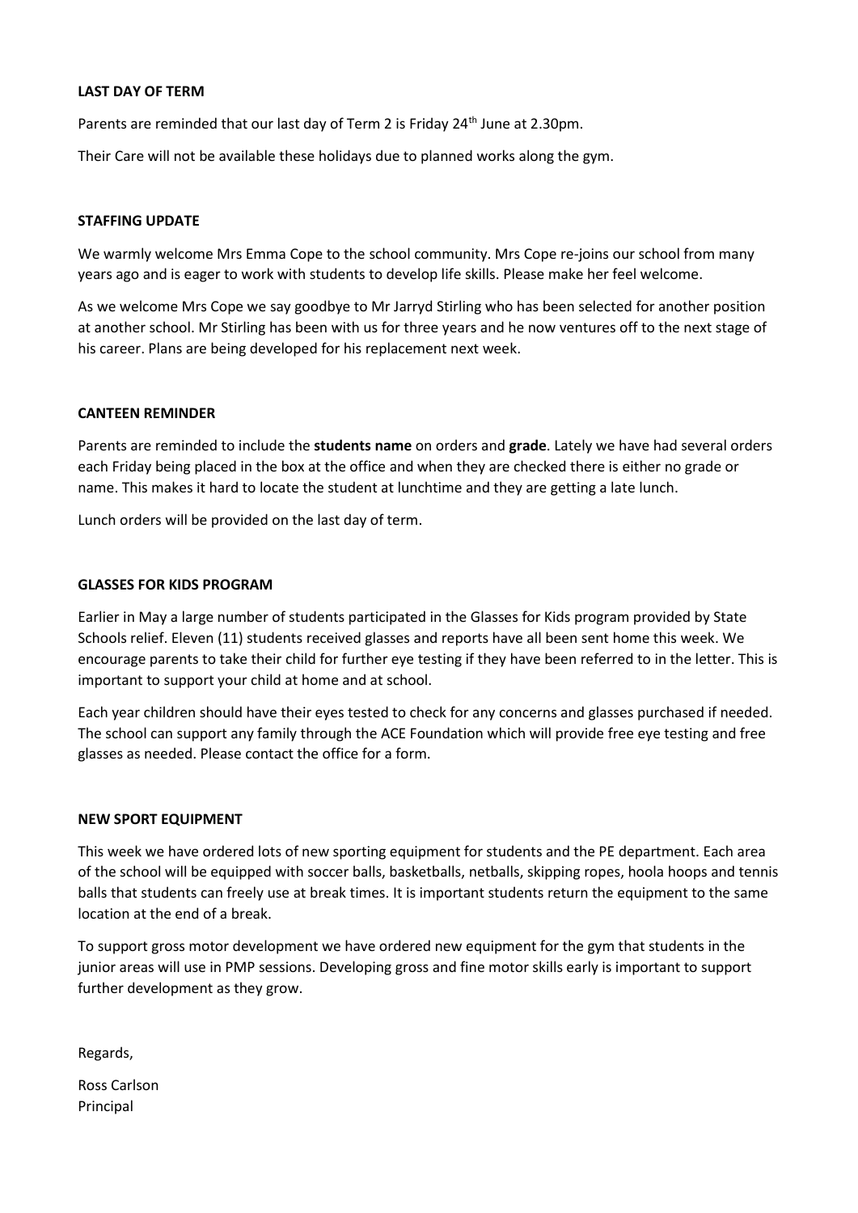**LAST DAY OF TERM**

Parents are reminded that our last day of Term 2 is Friday 24th June at 2.30pm.

Their Care will not be available these holidays due to planned works along the gym.

**STAFFING UPDATE**

We warmly welcome Mrs Emma Cope to the school community. Mrs Cope re-joins our school from many years ago and is eager to work with students to develop life skills. Please make her feel welcome.

As we welcome Mrs Cope we say goodbye to Mr Jarryd Stirling who has been selected for another position at another school. Mr Stirling has been with us for three years and he now ventures off to the next stage of his career. Plans are being developed for his replacement next week.

**CANTEEN REMINDER**

Parents are reminded to include the **students name** on orders and **grade**. Lately we have had several orders each Friday being placed in the box at the office and when they are checked there is either no grade or name. This makes it hard to locate the student at lunchtime and they are getting a late lunch.

Lunch orders will be provided on the last day of term.

**GLASSES FOR KIDS PROGRAM**

Earlier in May a large number of students participated in the Glasses for Kids program provided by State Schools relief. Eleven (11) students received glasses and reports have all been sent home this week. We encourage parents to take their child for further eye testing if they have been referred to in the letter. This is important to support your child at home and at school.

Each year children should have their eyes tested to check for any concerns and glasses purchased if needed. The school can support any family through the ACE Foundation which will provide free eye testing and free glasses as needed. Please contact the office for a form.

**NEW SPORT EQUIPMENT**

This week we have ordered lots of new sporting equipment for students and the PE department. Each area of the school will be equipped with soccer balls, basketballs, netballs, skipping ropes, hoola hoops and tennis balls that students can freely use at break times. It is important students return the equipment to the same location at the end of a break.

To support gross motor development we have ordered new equipment for the gym that students in the junior areas will use in PMP sessions. Developing gross and fine motor skills early is important to support further development as they grow.

Regards,

Ross Carlson
Principal